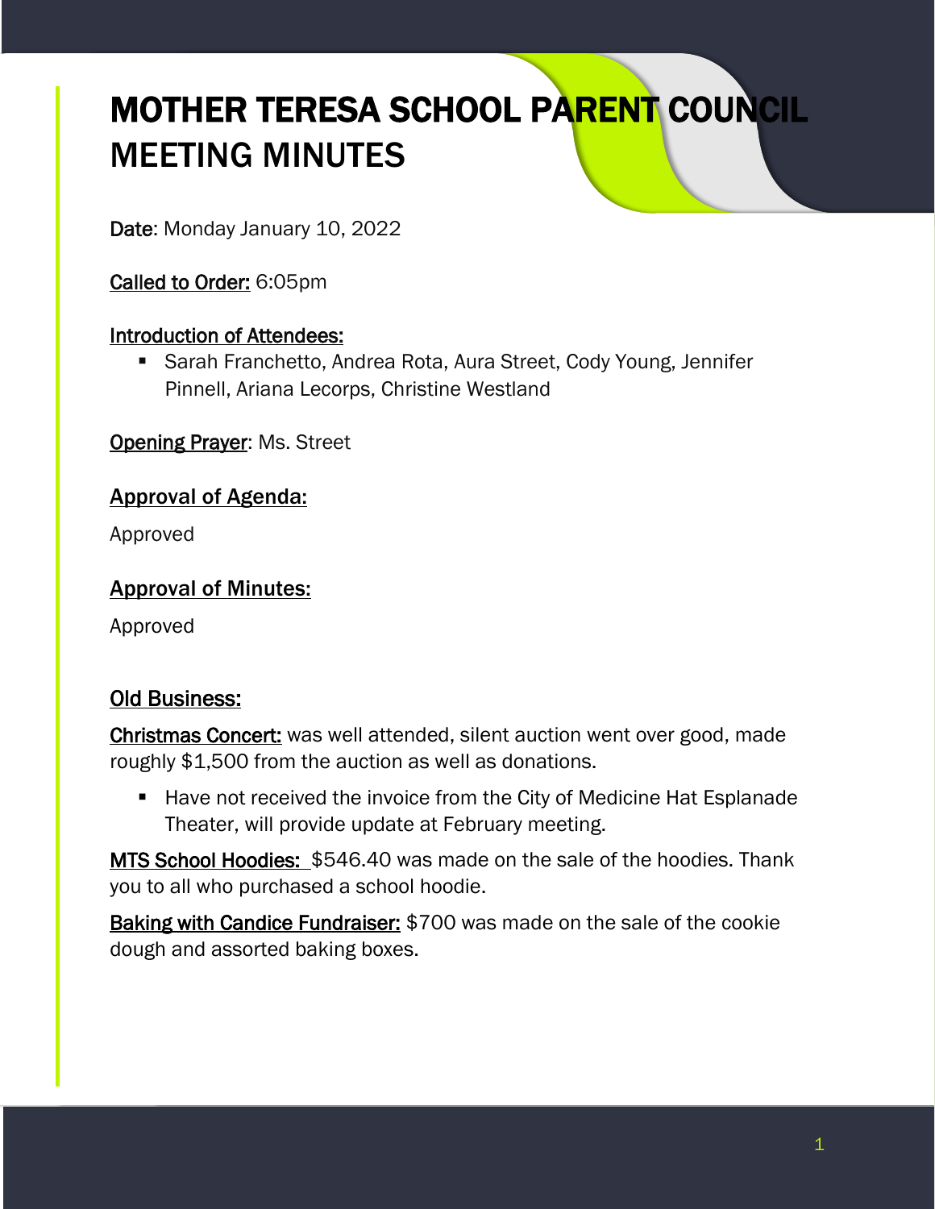# MOTHER TERESA SCHOOL PARENT COUNCIL MEETING MINUTES

**Date**: Monday January 10, 2022

**Called to Order:** 6:05pm

**Introduction of Attendees:**

- Sarah Franchetto, Andrea Rota, Aura Street, Cody Young, Jennifer Pinnell, Ariana Lecorps, Christine Westland

**Opening Prayer**: Ms. Street

## Approval of Agenda:

Approved

## Approval of Minutes:

Approved

## Old Business:

**Christmas Concert:** was well attended, silent auction went over good, made roughly $1,500 from the auction as well as donations.

- Have not received the invoice from the City of Medicine Hat Esplanade Theater, will provide update at February meeting.

**MTS School Hoodies:** $546.40 was made on the sale of the hoodies. Thank you to all who purchased a school hoodie.

**Baking with Candice Fundraiser:** $700 was made on the sale of the cookie dough and assorted baking boxes.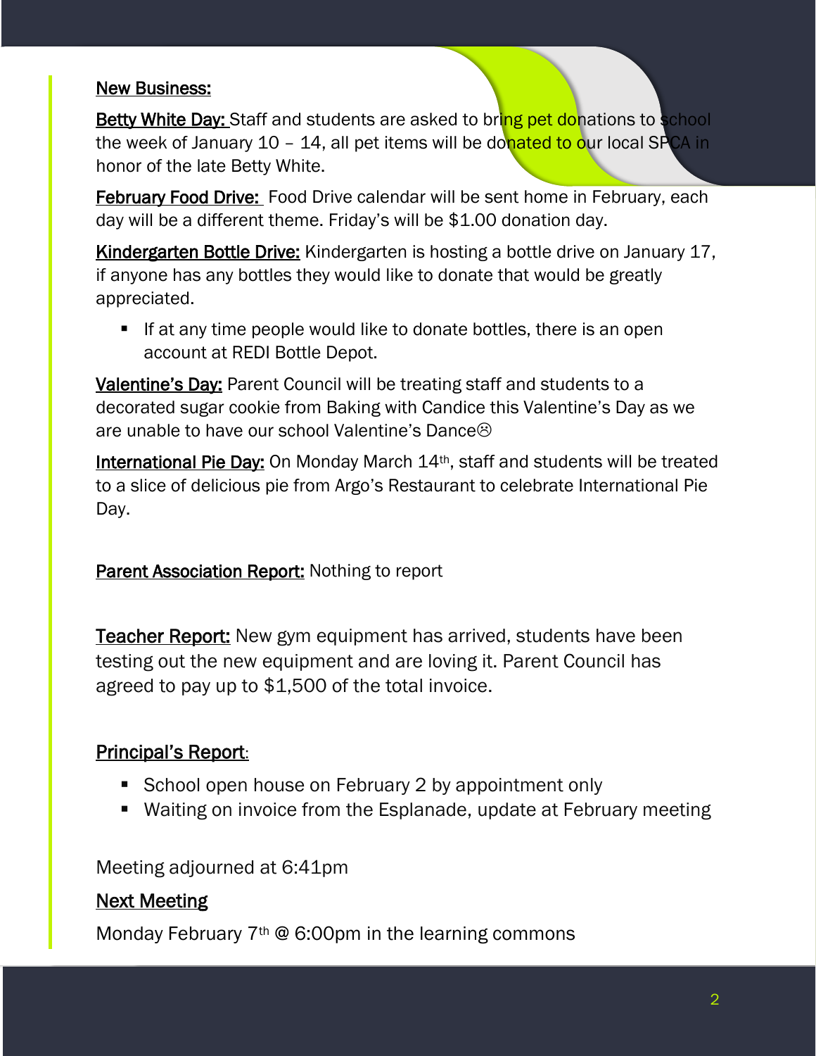## New Business:

**Betty White Day:** Staff and students are asked to bring pet donations to school the week of January 10 – 14, all pet items will be donated to our local SPCA in honor of the late Betty White.

**February Food Drive:** Food Drive calendar will be sent home in February, each day will be a different theme. Friday's will be $1.00 donation day.

**Kindergarten Bottle Drive:** Kindergarten is hosting a bottle drive on January 17, if anyone has any bottles they would like to donate that would be greatly appreciated.

- If at any time people would like to donate bottles, there is an open account at REDI Bottle Depot.

**Valentine's Day:** Parent Council will be treating staff and students to a decorated sugar cookie from Baking with Candice this Valentine's Day as we are unable to have our school Valentine's Dance☹

**International Pie Day:** On Monday March 14th, staff and students will be treated to a slice of delicious pie from Argo's Restaurant to celebrate International Pie Day.

**Parent Association Report:** Nothing to report

**Teacher Report:** New gym equipment has arrived, students have been testing out the new equipment and are loving it. Parent Council has agreed to pay up to $1,500 of the total invoice.

## Principal's Report:

- School open house on February 2 by appointment only
- Waiting on invoice from the Esplanade, update at February meeting

Meeting adjourned at 6:41pm

## Next Meeting

Monday February 7th @ 6:00pm in the learning commons